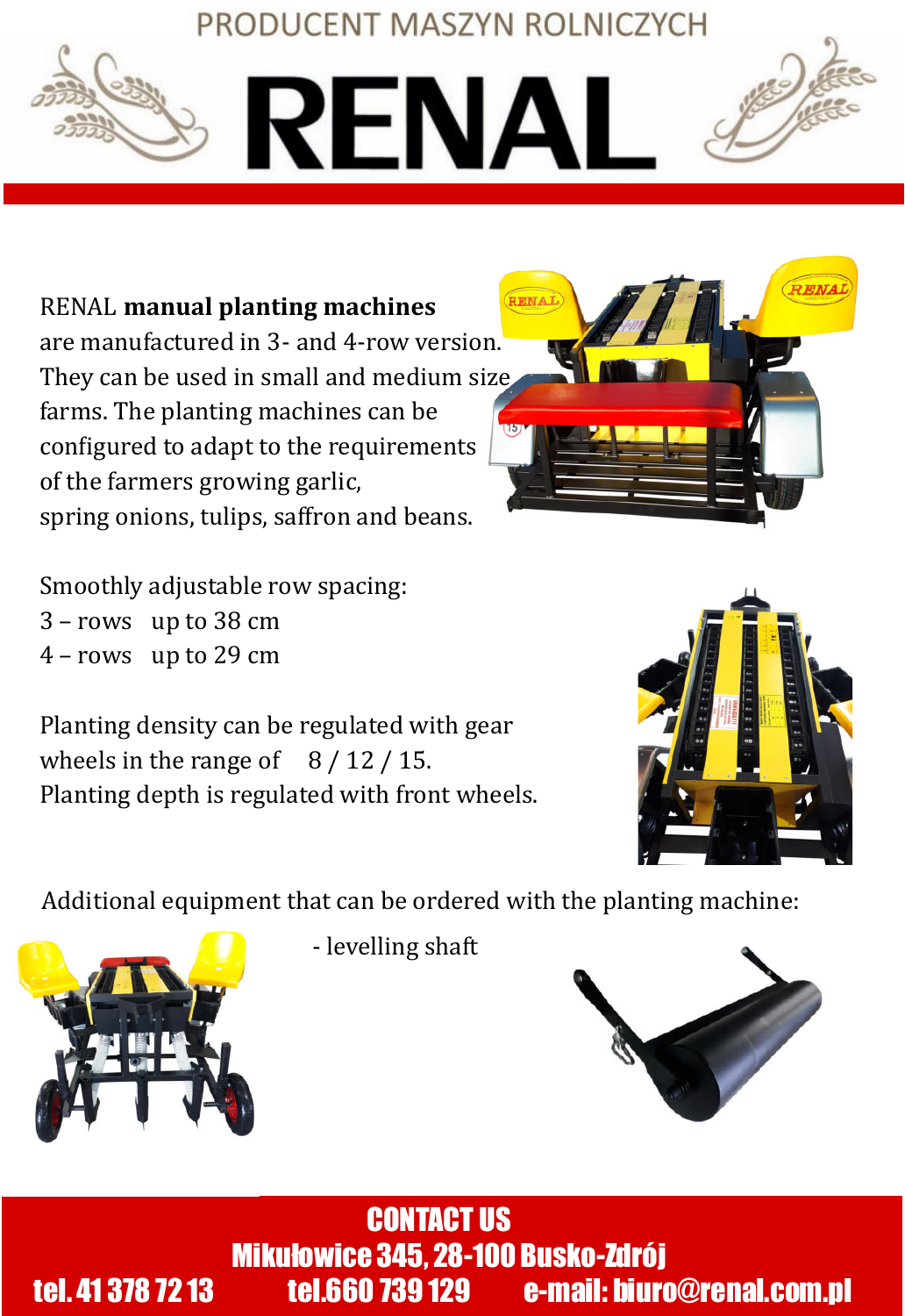PRODUCENT MASZYN ROLNICZYCH

# RENAL

RENAL **manual planting machines** are manufactured in 3- and 4-row version. They can be used in small and medium size farms. The planting machines can be configured to adapt to the requirements of the farmers growing garlic, spring onions, tulips, saffron and beans.

Smoothly adjustable row spacing:

3 – rows up to 38 cm

4 – rows up to 29 cm

Planting density can be regulated with gear wheels in the range of 8 / 12 / 15.

Planting depth is regulated with front wheels.

Additional equipment that can be ordered with the planting machine:

- levelling shaft

**CONTACT US**

**Mikułowice 345, 28-100 Busko-Zdrój**

**tel. 41 378 72 13 tel.660 739 129 e-mail: biuro@renal.com.pl**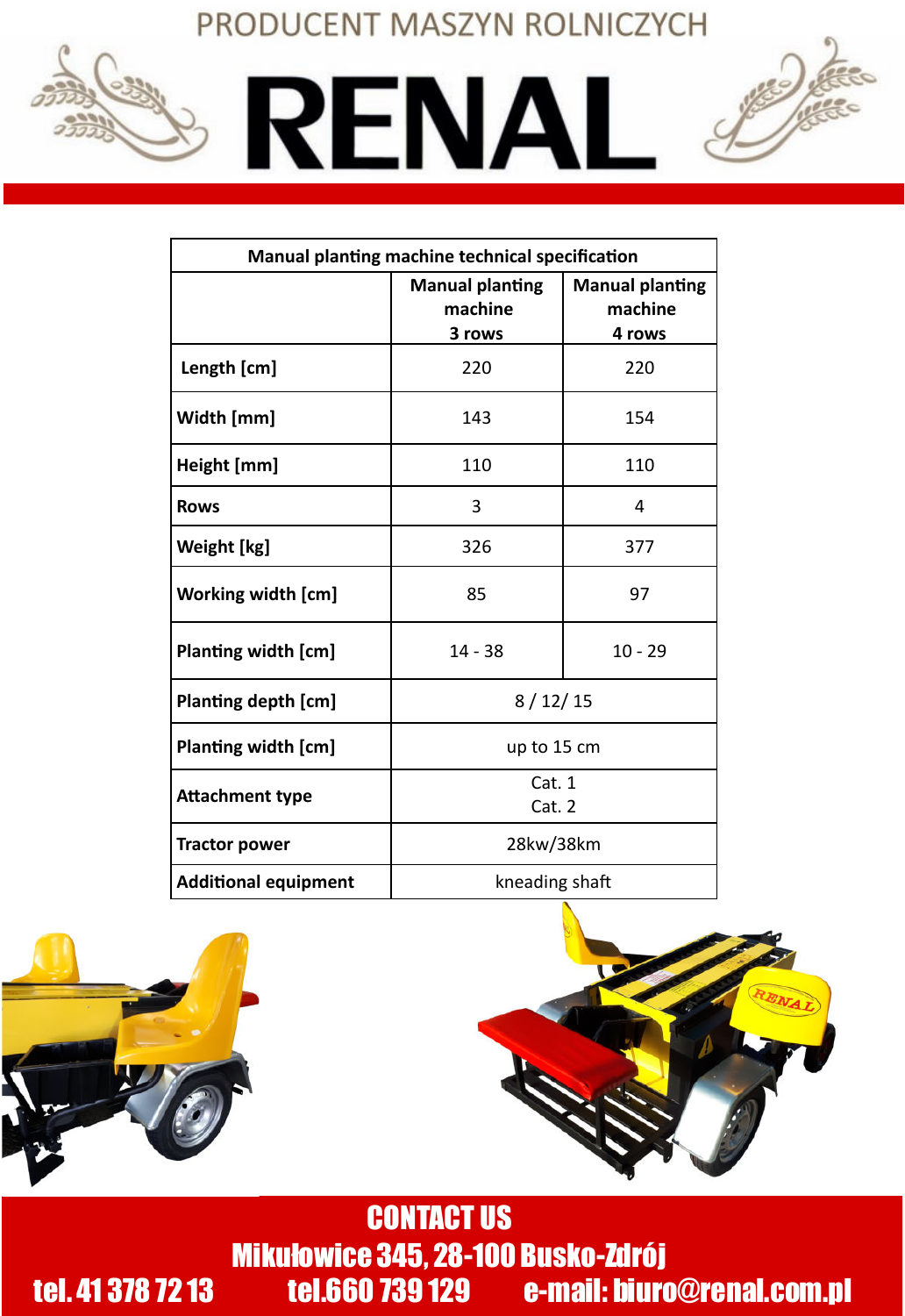PRODUCENT MASZYN ROLNICZYCH

# RENAL

| Manual planting machine technical specification | | |
|---|---|---|
| | Manual planting machine 3 rows | Manual planting machine 4 rows |
| Length [cm] | 220 | 220 |
| Width [mm] | 143 | 154 |
| Height [mm] | 110 | 110 |
| Rows | 3 | 4 |
| Weight [kg] | 326 | 377 |
| Working width [cm] | 85 | 97 |
| Planting width [cm] | 14 - 38 | 10 - 29 |
| Planting depth [cm] | 8 / 12/ 15 | |
| Planting width [cm] | up to 15 cm | |
| Attachment type | Cat. 1 Cat. 2 | |
| Tractor power | 28kw/38km | |
| Additional equipment | kneading shaft | |

**CONTACT US**

**Mikułowice 345, 28-100 Busko-Zdrój**

**tel. 41 378 72 13** **tel.660 739 129** **e-mail: biuro@renal.com.pl**